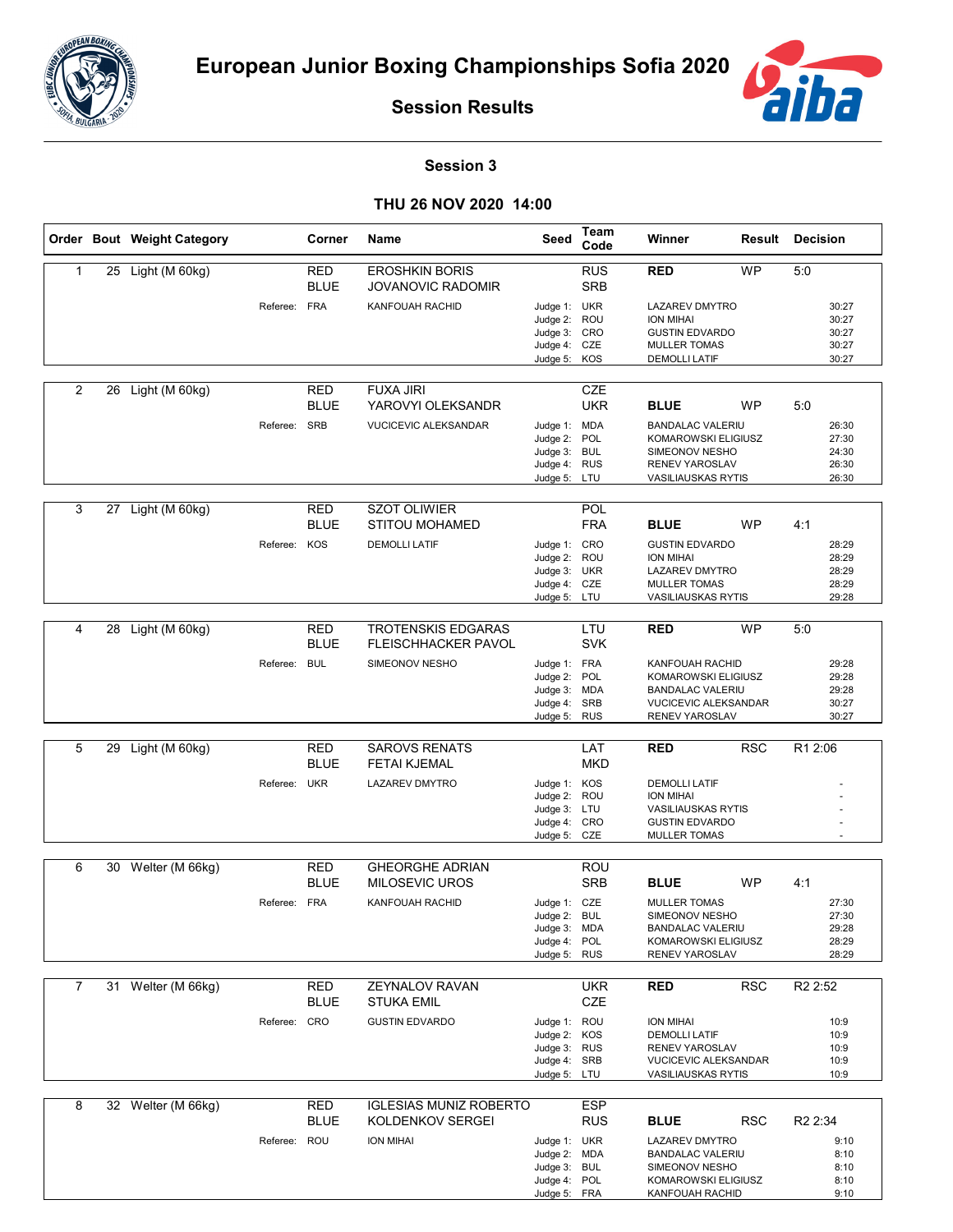# European Junior Boxing Championships Sofia 2020

## Session Results

### Session 3

### THU 26 NOV 2020 14:00

| Order | Bout | Weight Category | Corner | Name | Seed | Team Code | Winner | Result | Decision |
|---|---|---|---|---|---|---|---|---|---|
| 1 | 25 | Light (M 60kg) | RED | EROSHKIN BORIS | | RUS | **RED** | WP | 5:0 |
| | | | BLUE | JOVANOVIC RADOMIR | | SRB | | | |
| | | Referee: | FRA | KANFOUAH RACHID | Judge 1: | UKR | LAZAREV DMYTRO | | 30:27 |
| | | | | | Judge 2: | ROU | ION MIHAI | | 30:27 |
| | | | | | Judge 3: | CRO | GUSTIN EDVARDO | | 30:27 |
| | | | | | Judge 4: | CZE | MULLER TOMAS | | 30:27 |
| | | | | | Judge 5: | KOS | DEMOLLI LATIF | | 30:27 |
| 2 | 26 | Light (M 60kg) | RED | FUXA JIRI | | CZE | | | |
| | | | BLUE | YAROVYI OLEKSANDR | | UKR | **BLUE** | WP | 5:0 |
| | | Referee: | SRB | VUCICEVIC ALEKSANDAR | Judge 1: | MDA | BANDALAC VALERIU | | 26:30 |
| | | | | | Judge 2: | POL | KOMAROWSKI ELIGIUSZ | | 27:30 |
| | | | | | Judge 3: | BUL | SIMEONOV NESHO | | 24:30 |
| | | | | | Judge 4: | RUS | RENEV YAROSLAV | | 26:30 |
| | | | | | Judge 5: | LTU | VASILIAUSKAS RYTIS | | 26:30 |
| 3 | 27 | Light (M 60kg) | RED | SZOT OLIWIER | | POL | | | |
| | | | BLUE | STITOU MOHAMED | | FRA | **BLUE** | WP | 4:1 |
| | | Referee: | KOS | DEMOLLI LATIF | Judge 1: | CRO | GUSTIN EDVARDO | | 28:29 |
| | | | | | Judge 2: | ROU | ION MIHAI | | 28:29 |
| | | | | | Judge 3: | UKR | LAZAREV DMYTRO | | 28:29 |
| | | | | | Judge 4: | CZE | MULLER TOMAS | | 28:29 |
| | | | | | Judge 5: | LTU | VASILIAUSKAS RYTIS | | 29:28 |
| 4 | 28 | Light (M 60kg) | RED | TROTENSKIS EDGARAS | | LTU | **RED** | WP | 5:0 |
| | | | BLUE | FLEISCHHACKER PAVOL | | SVK | | | |
| | | Referee: | BUL | SIMEONOV NESHO | Judge 1: | FRA | KANFOUAH RACHID | | 29:28 |
| | | | | | Judge 2: | POL | KOMAROWSKI ELIGIUSZ | | 29:28 |
| | | | | | Judge 3: | MDA | BANDALAC VALERIU | | 29:28 |
| | | | | | Judge 4: | SRB | VUCICEVIC ALEKSANDAR | | 30:27 |
| | | | | | Judge 5: | RUS | RENEV YAROSLAV | | 30:27 |
| 5 | 29 | Light (M 60kg) | RED | SAROVS RENATS | | LAT | **RED** | RSC | R1 2:06 |
| | | | BLUE | FETAI KJEMAL | | MKD | | | |
| | | Referee: | UKR | LAZAREV DMYTRO | Judge 1: | KOS | DEMOLLI LATIF | | - |
| | | | | | Judge 2: | ROU | ION MIHAI | | - |
| | | | | | Judge 3: | LTU | VASILIAUSKAS RYTIS | | - |
| | | | | | Judge 4: | CRO | GUSTIN EDVARDO | | - |
| | | | | | Judge 5: | CZE | MULLER TOMAS | | - |
| 6 | 30 | Welter (M 66kg) | RED | GHEORGHE ADRIAN | | ROU | | | |
| | | | BLUE | MILOSEVIC UROS | | SRB | **BLUE** | WP | 4:1 |
| | | Referee: | FRA | KANFOUAH RACHID | Judge 1: | CZE | MULLER TOMAS | | 27:30 |
| | | | | | Judge 2: | BUL | SIMEONOV NESHO | | 27:30 |
| | | | | | Judge 3: | MDA | BANDALAC VALERIU | | 29:28 |
| | | | | | Judge 4: | POL | KOMAROWSKI ELIGIUSZ | | 28:29 |
| | | | | | Judge 5: | RUS | RENEV YAROSLAV | | 28:29 |
| 7 | 31 | Welter (M 66kg) | RED | ZEYNALOV RAVAN | | UKR | **RED** | RSC | R2 2:52 |
| | | | BLUE | STUKA EMIL | | CZE | | | |
| | | Referee: | CRO | GUSTIN EDVARDO | Judge 1: | ROU | ION MIHAI | | 10:9 |
| | | | | | Judge 2: | KOS | DEMOLLI LATIF | | 10:9 |
| | | | | | Judge 3: | RUS | RENEV YAROSLAV | | 10:9 |
| | | | | | Judge 4: | SRB | VUCICEVIC ALEKSANDAR | | 10:9 |
| | | | | | Judge 5: | LTU | VASILIAUSKAS RYTIS | | 10:9 |
| 8 | 32 | Welter (M 66kg) | RED | IGLESIAS MUNIZ ROBERTO | | ESP | | | |
| | | | BLUE | KOLDENKOV SERGEI | | RUS | **BLUE** | RSC | R2 2:34 |
| | | Referee: | ROU | ION MIHAI | Judge 1: | UKR | LAZAREV DMYTRO | | 9:10 |
| | | | | | Judge 2: | MDA | BANDALAC VALERIU | | 8:10 |
| | | | | | Judge 3: | BUL | SIMEONOV NESHO | | 8:10 |
| | | | | | Judge 4: | POL | KOMAROWSKI ELIGIUSZ | | 8:10 |
| | | | | | Judge 5: | FRA | KANFOUAH RACHID | | 9:10 |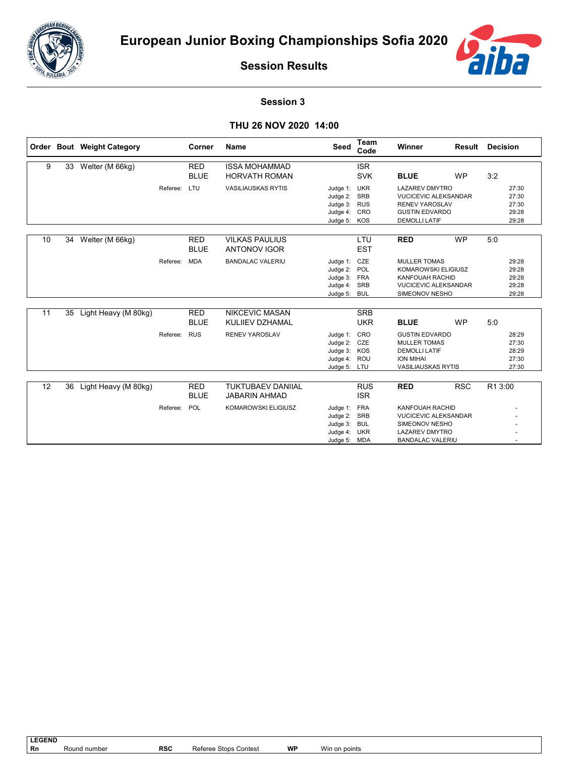# European Junior Boxing Championships Sofia 2020

## Session Results

### Session 3

### THU 26 NOV 2020 14:00

| Order | Bout | Weight Category | Corner | Name | Seed | Team Code | Winner | Result | Decision |
|---|---|---|---|---|---|---|---|---|---|
| 9 | 33 | Welter (M 66kg) | RED | ISSA MOHAMMAD | | ISR | | | |
| | | | BLUE | HORVATH ROMAN | | SVK | **BLUE** | WP | 3:2 |
| | | Referee: | LTU | VASILIAUSKAS RYTIS | Judge 1: | UKR | LAZAREV DMYTRO | | 27:30 |
| | | | | | Judge 2: | SRB | VUCICEVIC ALEKSANDAR | | 27:30 |
| | | | | | Judge 3: | RUS | RENEV YAROSLAV | | 27:30 |
| | | | | | Judge 4: | CRO | GUSTIN EDVARDO | | 29:28 |
| | | | | | Judge 5: | KOS | DEMOLLI LATIF | | 29:28 |
| 10 | 34 | Welter (M 66kg) | RED | VILKAS PAULIUS | | LTU | **RED** | WP | 5:0 |
| | | | BLUE | ANTONOV IGOR | | EST | | | |
| | | Referee: | MDA | BANDALAC VALERIU | Judge 1: | CZE | MULLER TOMAS | | 29:28 |
| | | | | | Judge 2: | POL | KOMAROWSKI ELIGIUSZ | | 29:28 |
| | | | | | Judge 3: | FRA | KANFOUAH RACHID | | 29:28 |
| | | | | | Judge 4: | SRB | VUCICEVIC ALEKSANDAR | | 29:28 |
| | | | | | Judge 5: | BUL | SIMEONOV NESHO | | 29:28 |
| 11 | 35 | Light Heavy (M 80kg) | RED | NIKCEVIC MASAN | | SRB | | | |
| | | | BLUE | KULIIEV DZHAMAL | | UKR | **BLUE** | WP | 5:0 |
| | | Referee: | RUS | RENEV YAROSLAV | Judge 1: | CRO | GUSTIN EDVARDO | | 28:29 |
| | | | | | Judge 2: | CZE | MULLER TOMAS | | 27:30 |
| | | | | | Judge 3: | KOS | DEMOLLI LATIF | | 28:29 |
| | | | | | Judge 4: | ROU | ION MIHAI | | 27:30 |
| | | | | | Judge 5: | LTU | VASILIAUSKAS RYTIS | | 27:30 |
| 12 | 36 | Light Heavy (M 80kg) | RED | TUKTUBAEV DANIIAL | | RUS | **RED** | RSC | R1 3:00 |
| | | | BLUE | JABARIN AHMAD | | ISR | | | |
| | | Referee: | POL | KOMAROWSKI ELIGIUSZ | Judge 1: | FRA | KANFOUAH RACHID | | - |
| | | | | | Judge 2: | SRB | VUCICEVIC ALEKSANDAR | | - |
| | | | | | Judge 3: | BUL | SIMEONOV NESHO | | - |
| | | | | | Judge 4: | UKR | LAZAREV DMYTRO | | - |
| | | | | | Judge 5: | MDA | BANDALAC VALERIU | | - |

**LEGEND**

| | | | | | |
|---|---|---|---|---|---|
| **Rn** | Round number | **RSC** | Referee Stops Contest | **WP** | Win on points |